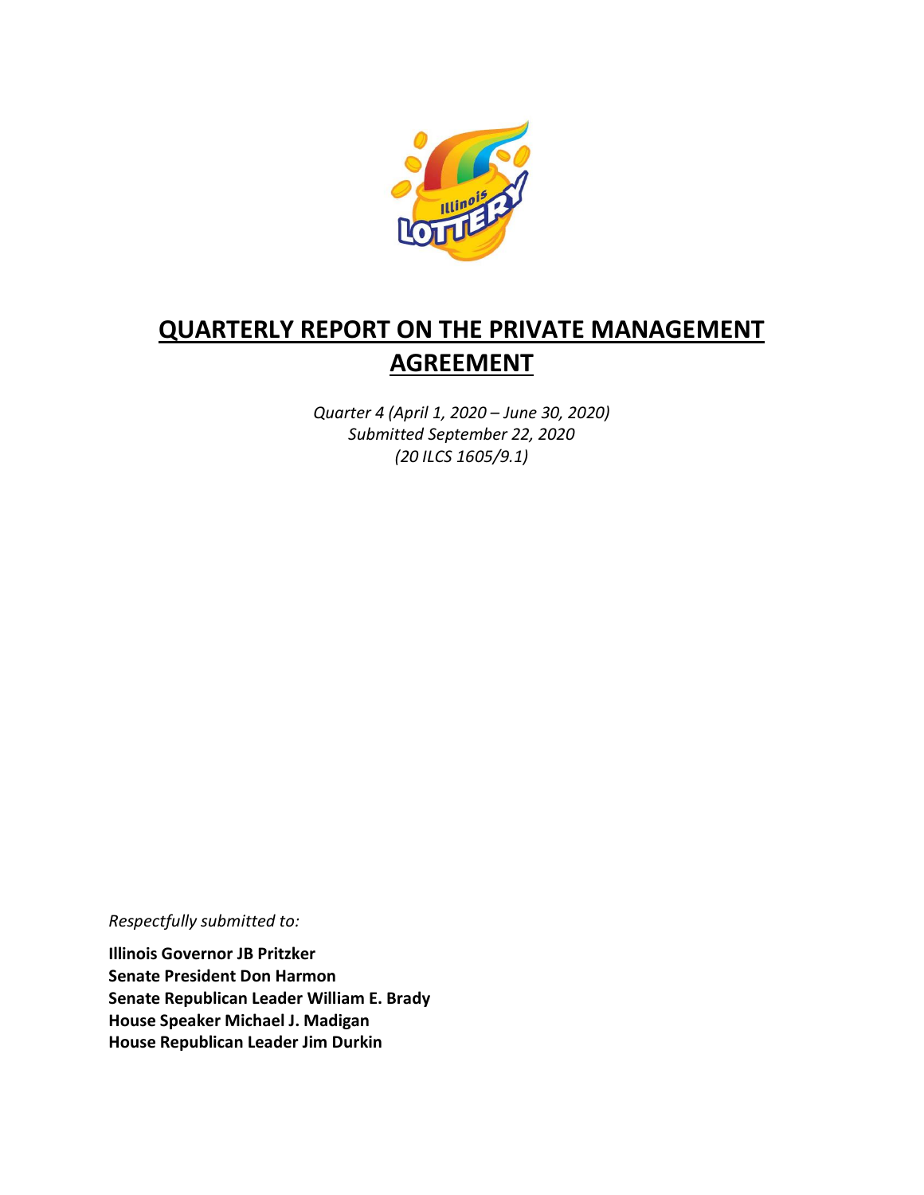# QUARTERLY REPORT ON THE PRIVATE MANAGEMENT AGREEMENT

*Quarter 4 (April 1, 2020 – June 30, 2020)*
*Submitted September 22, 2020*
*(20 ILCS 1605/9.1)*

*Respectfully submitted to:*

**Illinois Governor JB Pritzker**
**Senate President Don Harmon**
**Senate Republican Leader William E. Brady**
**House Speaker Michael J. Madigan**
**House Republican Leader Jim Durkin**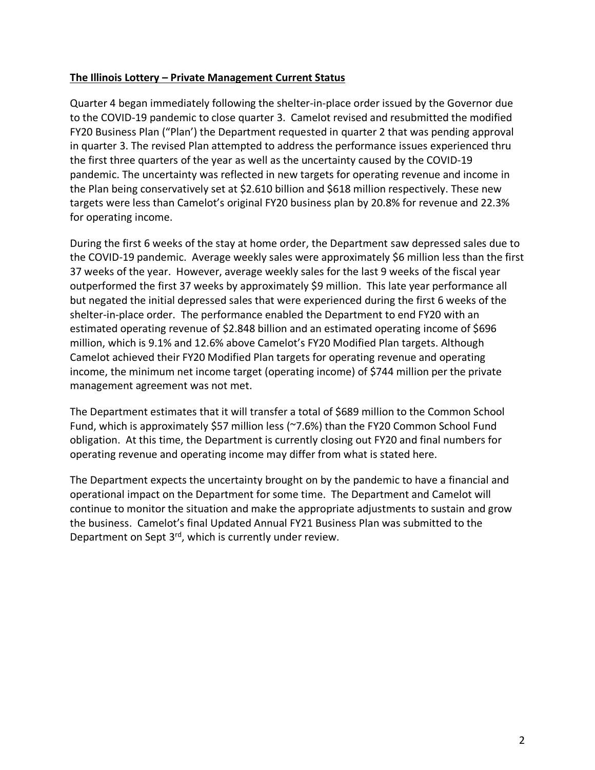**The Illinois Lottery – Private Management Current Status**

Quarter 4 began immediately following the shelter-in-place order issued by the Governor due to the COVID-19 pandemic to close quarter 3. Camelot revised and resubmitted the modified FY20 Business Plan ("Plan') the Department requested in quarter 2 that was pending approval in quarter 3. The revised Plan attempted to address the performance issues experienced thru the first three quarters of the year as well as the uncertainty caused by the COVID-19 pandemic. The uncertainty was reflected in new targets for operating revenue and income in the Plan being conservatively set at $2.610 billion and $618 million respectively. These new targets were less than Camelot's original FY20 business plan by 20.8% for revenue and 22.3% for operating income.

During the first 6 weeks of the stay at home order, the Department saw depressed sales due to the COVID-19 pandemic. Average weekly sales were approximately $6 million less than the first 37 weeks of the year. However, average weekly sales for the last 9 weeks of the fiscal year outperformed the first 37 weeks by approximately $9 million. This late year performance all but negated the initial depressed sales that were experienced during the first 6 weeks of the shelter-in-place order. The performance enabled the Department to end FY20 with an estimated operating revenue of $2.848 billion and an estimated operating income of $696 million, which is 9.1% and 12.6% above Camelot's FY20 Modified Plan targets. Although Camelot achieved their FY20 Modified Plan targets for operating revenue and operating income, the minimum net income target (operating income) of $744 million per the private management agreement was not met.

The Department estimates that it will transfer a total of $689 million to the Common School Fund, which is approximately $57 million less (~7.6%) than the FY20 Common School Fund obligation. At this time, the Department is currently closing out FY20 and final numbers for operating revenue and operating income may differ from what is stated here.

The Department expects the uncertainty brought on by the pandemic to have a financial and operational impact on the Department for some time. The Department and Camelot will continue to monitor the situation and make the appropriate adjustments to sustain and grow the business. Camelot's final Updated Annual FY21 Business Plan was submitted to the Department on Sept 3rd, which is currently under review.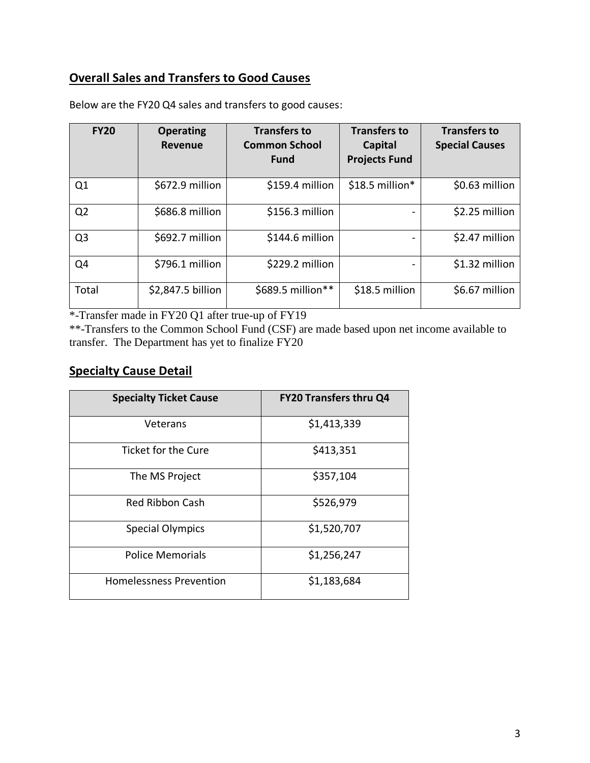## Overall Sales and Transfers to Good Causes

Below are the FY20 Q4 sales and transfers to good causes:

| FY20 | Operating Revenue | Transfers to Common School Fund | Transfers to Capital Projects Fund | Transfers to Special Causes |
|---|---|---|---|---|
| Q1 | $672.9 million | $159.4 million | $18.5 million* | $0.63 million |
| Q2 | $686.8 million | $156.3 million | - | $2.25 million |
| Q3 | $692.7 million | $144.6 million | - | $2.47 million |
| Q4 | $796.1 million | $229.2 million | - | $1.32 million |
| Total | $2,847.5 billion | $689.5 million** | $18.5 million | $6.67 million |

*-Transfer made in FY20 Q1 after true-up of FY19

**-Transfers to the Common School Fund (CSF) are made based upon net income available to transfer. The Department has yet to finalize FY20

## Specialty Cause Detail

| Specialty Ticket Cause | FY20 Transfers thru Q4 |
|---|---|
| Veterans | $1,413,339 |
| Ticket for the Cure | $413,351 |
| The MS Project | $357,104 |
| Red Ribbon Cash | $526,979 |
| Special Olympics | $1,520,707 |
| Police Memorials | $1,256,247 |
| Homelessness Prevention | $1,183,684 |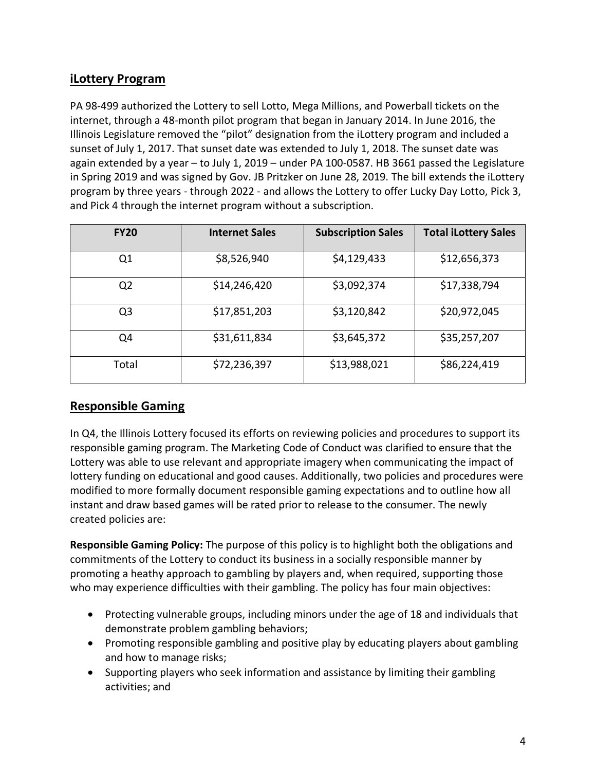## iLottery Program

PA 98-499 authorized the Lottery to sell Lotto, Mega Millions, and Powerball tickets on the internet, through a 48-month pilot program that began in January 2014. In June 2016, the Illinois Legislature removed the "pilot" designation from the iLottery program and included a sunset of July 1, 2017. That sunset date was extended to July 1, 2018. The sunset date was again extended by a year – to July 1, 2019 – under PA 100-0587. HB 3661 passed the Legislature in Spring 2019 and was signed by Gov. JB Pritzker on June 28, 2019. The bill extends the iLottery program by three years - through 2022 - and allows the Lottery to offer Lucky Day Lotto, Pick 3, and Pick 4 through the internet program without a subscription.

| FY20 | Internet Sales | Subscription Sales | Total iLottery Sales |
|---|---|---|---|
| Q1 | $8,526,940 | $4,129,433 | $12,656,373 |
| Q2 | $14,246,420 | $3,092,374 | $17,338,794 |
| Q3 | $17,851,203 | $3,120,842 | $20,972,045 |
| Q4 | $31,611,834 | $3,645,372 | $35,257,207 |
| Total | $72,236,397 | $13,988,021 | $86,224,419 |

## Responsible Gaming

In Q4, the Illinois Lottery focused its efforts on reviewing policies and procedures to support its responsible gaming program. The Marketing Code of Conduct was clarified to ensure that the Lottery was able to use relevant and appropriate imagery when communicating the impact of lottery funding on educational and good causes. Additionally, two policies and procedures were modified to more formally document responsible gaming expectations and to outline how all instant and draw based games will be rated prior to release to the consumer. The newly created policies are:

**Responsible Gaming Policy:** The purpose of this policy is to highlight both the obligations and commitments of the Lottery to conduct its business in a socially responsible manner by promoting a heathy approach to gambling by players and, when required, supporting those who may experience difficulties with their gambling. The policy has four main objectives:

- Protecting vulnerable groups, including minors under the age of 18 and individuals that demonstrate problem gambling behaviors;
- Promoting responsible gambling and positive play by educating players about gambling and how to manage risks;
- Supporting players who seek information and assistance by limiting their gambling activities; and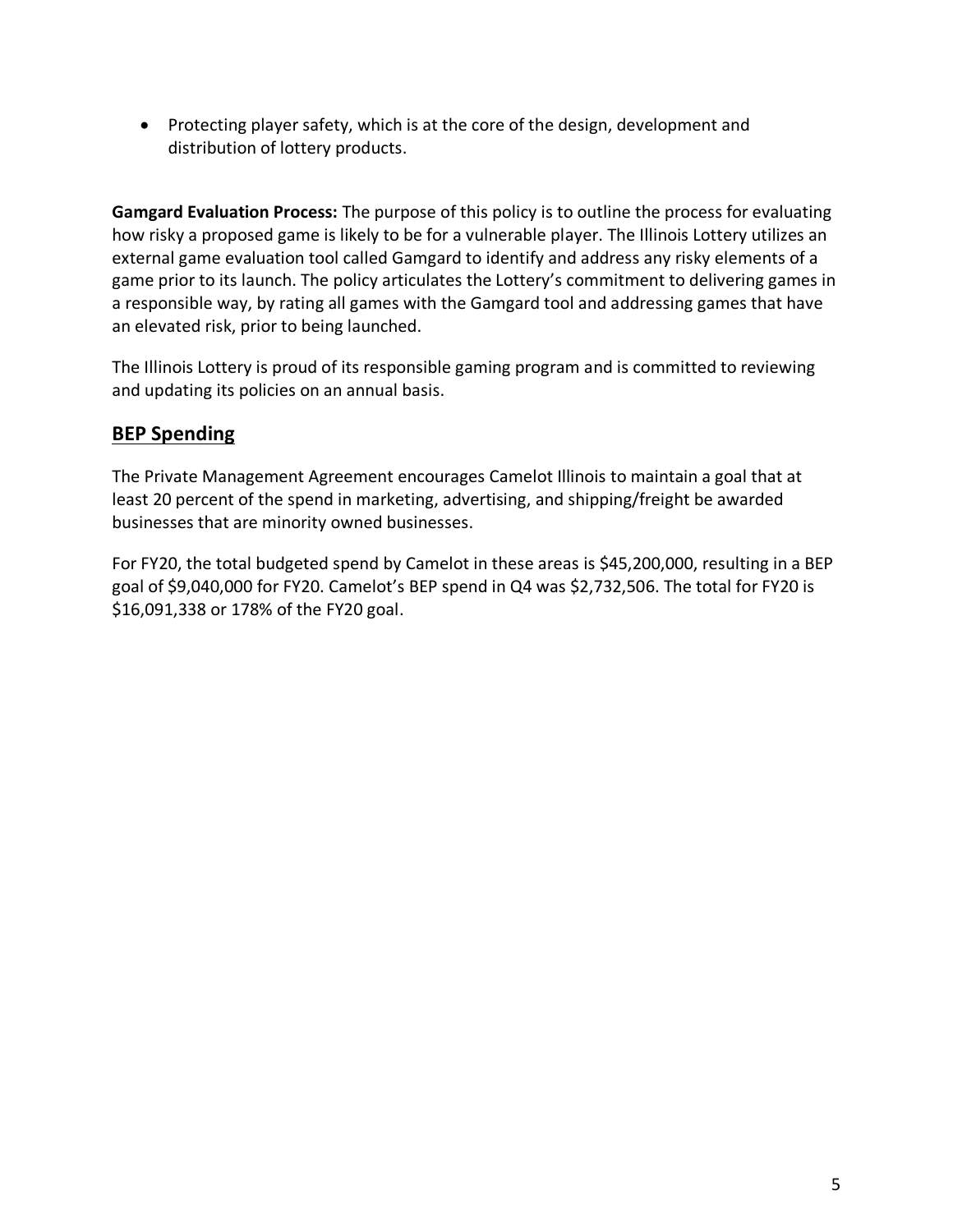- Protecting player safety, which is at the core of the design, development and distribution of lottery products.

**Gamgard Evaluation Process:** The purpose of this policy is to outline the process for evaluating how risky a proposed game is likely to be for a vulnerable player. The Illinois Lottery utilizes an external game evaluation tool called Gamgard to identify and address any risky elements of a game prior to its launch. The policy articulates the Lottery's commitment to delivering games in a responsible way, by rating all games with the Gamgard tool and addressing games that have an elevated risk, prior to being launched.

The Illinois Lottery is proud of its responsible gaming program and is committed to reviewing and updating its policies on an annual basis.

## BEP Spending

The Private Management Agreement encourages Camelot Illinois to maintain a goal that at least 20 percent of the spend in marketing, advertising, and shipping/freight be awarded businesses that are minority owned businesses.

For FY20, the total budgeted spend by Camelot in these areas is $45,200,000, resulting in a BEP goal of $9,040,000 for FY20. Camelot's BEP spend in Q4 was $2,732,506. The total for FY20 is $16,091,338 or 178% of the FY20 goal.